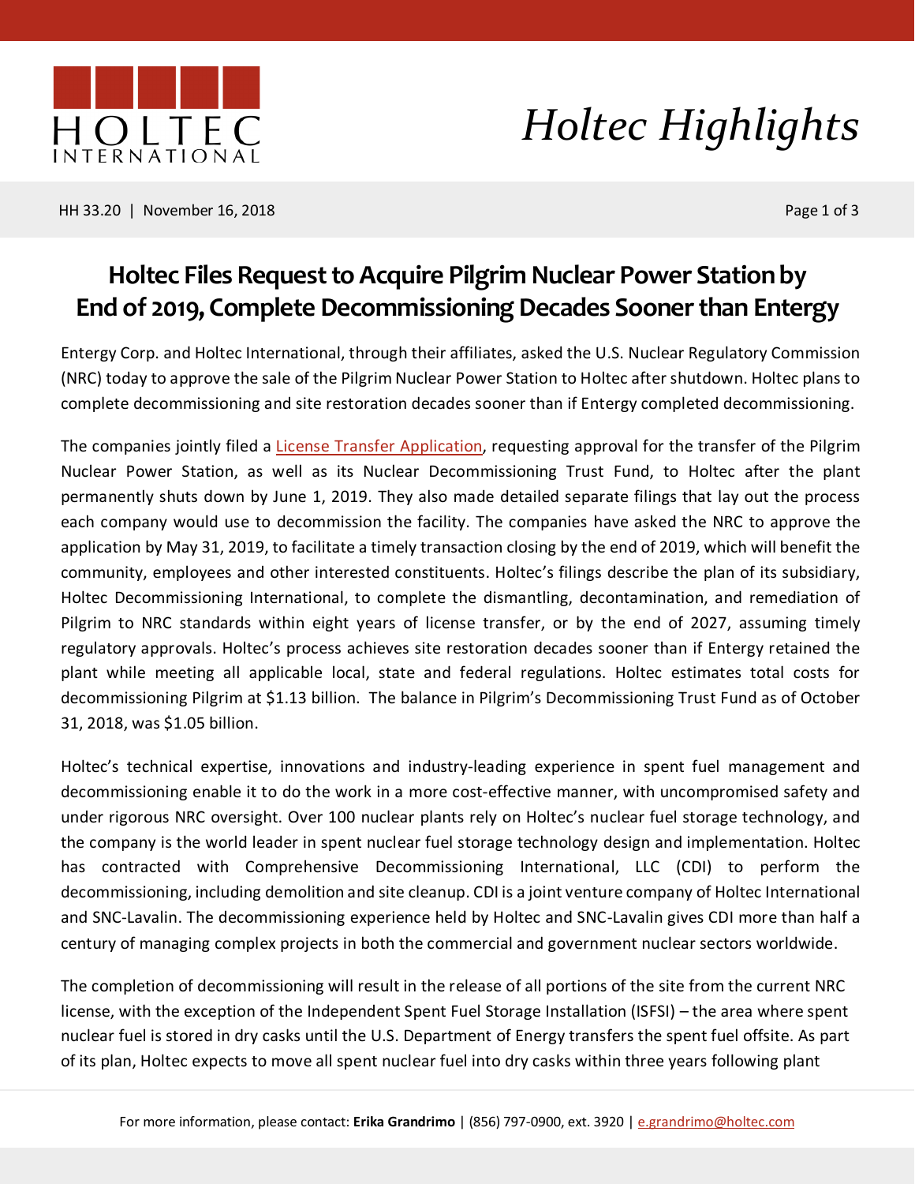# Holtec Files Request to Acquire Pilgrim Nuclear Power Station by End of 2019, Complete Decommissioning Decades Sooner than Entergy

Entergy Corp. and Holtec International, through their affiliates, asked the U.S. Nuclear Regulatory Commission (NRC) today to approve the sale of the Pilgrim Nuclear Power Station to Holtec after shutdown. Holtec plans to complete decommissioning and site restoration decades sooner than if Entergy completed decommissioning.

The companies jointly filed a License Transfer Application, requesting approval for the transfer of the Pilgrim Nuclear Power Station, as well as its Nuclear Decommissioning Trust Fund, to Holtec after the plant permanently shuts down by June 1, 2019. They also made detailed separate filings that lay out the process each company would use to decommission the facility. The companies have asked the NRC to approve the application by May 31, 2019, to facilitate a timely transaction closing by the end of 2019, which will benefit the community, employees and other interested constituents. Holtec's filings describe the plan of its subsidiary, Holtec Decommissioning International, to complete the dismantling, decontamination, and remediation of Pilgrim to NRC standards within eight years of license transfer, or by the end of 2027, assuming timely regulatory approvals. Holtec's process achieves site restoration decades sooner than if Entergy retained the plant while meeting all applicable local, state and federal regulations. Holtec estimates total costs for decommissioning Pilgrim at $1.13 billion. The balance in Pilgrim's Decommissioning Trust Fund as of October 31, 2018, was $1.05 billion.

Holtec's technical expertise, innovations and industry-leading experience in spent fuel management and decommissioning enable it to do the work in a more cost-effective manner, with uncompromised safety and under rigorous NRC oversight. Over 100 nuclear plants rely on Holtec's nuclear fuel storage technology, and the company is the world leader in spent nuclear fuel storage technology design and implementation. Holtec has contracted with Comprehensive Decommissioning International, LLC (CDI) to perform the decommissioning, including demolition and site cleanup. CDI is a joint venture company of Holtec International and SNC-Lavalin. The decommissioning experience held by Holtec and SNC-Lavalin gives CDI more than half a century of managing complex projects in both the commercial and government nuclear sectors worldwide.

The completion of decommissioning will result in the release of all portions of the site from the current NRC license, with the exception of the Independent Spent Fuel Storage Installation (ISFSI) – the area where spent nuclear fuel is stored in dry casks until the U.S. Department of Energy transfers the spent fuel offsite. As part of its plan, Holtec expects to move all spent nuclear fuel into dry casks within three years following plant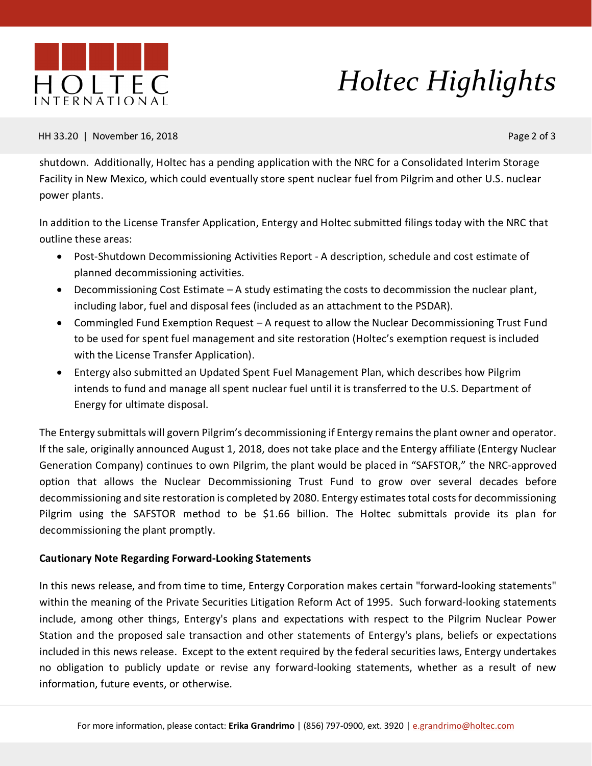shutdown. Additionally, Holtec has a pending application with the NRC for a Consolidated Interim Storage Facility in New Mexico, which could eventually store spent nuclear fuel from Pilgrim and other U.S. nuclear power plants.

In addition to the License Transfer Application, Entergy and Holtec submitted filings today with the NRC that outline these areas:

- Post-Shutdown Decommissioning Activities Report - A description, schedule and cost estimate of planned decommissioning activities.
- Decommissioning Cost Estimate – A study estimating the costs to decommission the nuclear plant, including labor, fuel and disposal fees (included as an attachment to the PSDAR).
- Commingled Fund Exemption Request – A request to allow the Nuclear Decommissioning Trust Fund to be used for spent fuel management and site restoration (Holtec's exemption request is included with the License Transfer Application).
- Entergy also submitted an Updated Spent Fuel Management Plan, which describes how Pilgrim intends to fund and manage all spent nuclear fuel until it is transferred to the U.S. Department of Energy for ultimate disposal.

The Entergy submittals will govern Pilgrim's decommissioning if Entergy remains the plant owner and operator. If the sale, originally announced August 1, 2018, does not take place and the Entergy affiliate (Entergy Nuclear Generation Company) continues to own Pilgrim, the plant would be placed in "SAFSTOR," the NRC-approved option that allows the Nuclear Decommissioning Trust Fund to grow over several decades before decommissioning and site restoration is completed by 2080. Entergy estimates total costs for decommissioning Pilgrim using the SAFSTOR method to be $1.66 billion. The Holtec submittals provide its plan for decommissioning the plant promptly.

**Cautionary Note Regarding Forward-Looking Statements**

In this news release, and from time to time, Entergy Corporation makes certain "forward-looking statements" within the meaning of the Private Securities Litigation Reform Act of 1995. Such forward-looking statements include, among other things, Entergy's plans and expectations with respect to the Pilgrim Nuclear Power Station and the proposed sale transaction and other statements of Entergy's plans, beliefs or expectations included in this news release. Except to the extent required by the federal securities laws, Entergy undertakes no obligation to publicly update or revise any forward-looking statements, whether as a result of new information, future events, or otherwise.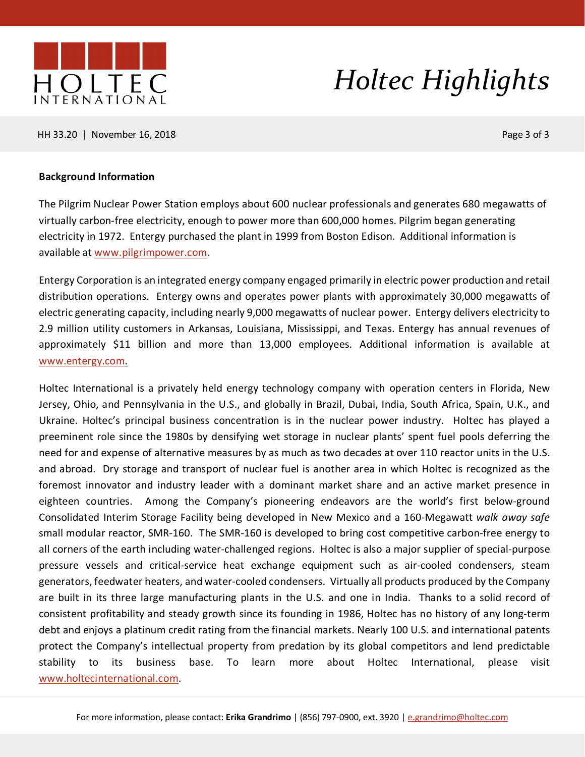**Background Information**

The Pilgrim Nuclear Power Station employs about 600 nuclear professionals and generates 680 megawatts of virtually carbon-free electricity, enough to power more than 600,000 homes. Pilgrim began generating electricity in 1972. Entergy purchased the plant in 1999 from Boston Edison. Additional information is available at www.pilgrimpower.com.

Entergy Corporation is an integrated energy company engaged primarily in electric power production and retail distribution operations. Entergy owns and operates power plants with approximately 30,000 megawatts of electric generating capacity, including nearly 9,000 megawatts of nuclear power. Entergy delivers electricity to 2.9 million utility customers in Arkansas, Louisiana, Mississippi, and Texas. Entergy has annual revenues of approximately $11 billion and more than 13,000 employees. Additional information is available at www.entergy.com.

Holtec International is a privately held energy technology company with operation centers in Florida, New Jersey, Ohio, and Pennsylvania in the U.S., and globally in Brazil, Dubai, India, South Africa, Spain, U.K., and Ukraine. Holtec's principal business concentration is in the nuclear power industry. Holtec has played a preeminent role since the 1980s by densifying wet storage in nuclear plants' spent fuel pools deferring the need for and expense of alternative measures by as much as two decades at over 110 reactor units in the U.S. and abroad. Dry storage and transport of nuclear fuel is another area in which Holtec is recognized as the foremost innovator and industry leader with a dominant market share and an active market presence in eighteen countries. Among the Company's pioneering endeavors are the world's first below-ground Consolidated Interim Storage Facility being developed in New Mexico and a 160-Megawatt *walk away safe* small modular reactor, SMR-160. The SMR-160 is developed to bring cost competitive carbon-free energy to all corners of the earth including water-challenged regions. Holtec is also a major supplier of special-purpose pressure vessels and critical-service heat exchange equipment such as air-cooled condensers, steam generators, feedwater heaters, and water-cooled condensers. Virtually all products produced by the Company are built in its three large manufacturing plants in the U.S. and one in India. Thanks to a solid record of consistent profitability and steady growth since its founding in 1986, Holtec has no history of any long-term debt and enjoys a platinum credit rating from the financial markets. Nearly 100 U.S. and international patents protect the Company's intellectual property from predation by its global competitors and lend predictable stability to its business base. To learn more about Holtec International, please visit www.holtecinternational.com.

For more information, please contact: **Erika Grandrimo** | (856) 797-0900, ext. 3920 | e.grandrimo@holtec.com